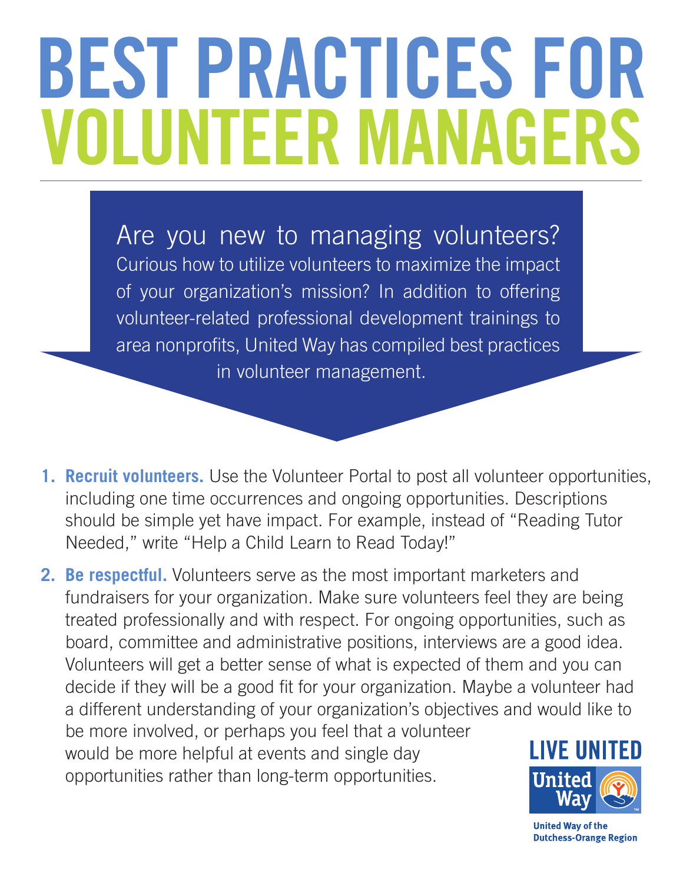# BEST PRACTICES FOR VOLUNTEER MANAGERS

Are you new to managing volunteers? Curious how to utilize volunteers to maximize the impact of your organization's mission? In addition to offering volunteer-related professional development trainings to area nonprofits, United Way has compiled best practices in volunteer management.

1. **Recruit volunteers.** Use the Volunteer Portal to post all volunteer opportunities, including one time occurrences and ongoing opportunities. Descriptions should be simple yet have impact. For example, instead of "Reading Tutor Needed," write "Help a Child Learn to Read Today!"

2. **Be respectful.** Volunteers serve as the most important marketers and fundraisers for your organization. Make sure volunteers feel they are being treated professionally and with respect. For ongoing opportunities, such as board, committee and administrative positions, interviews are a good idea. Volunteers will get a better sense of what is expected of them and you can decide if they will be a good fit for your organization. Maybe a volunteer had a different understanding of your organization's objectives and would like to be more involved, or perhaps you feel that a volunteer would be more helpful at events and single day opportunities rather than long-term opportunities.

LIVE UNITED

United Way

United Way of the Dutchess-Orange Region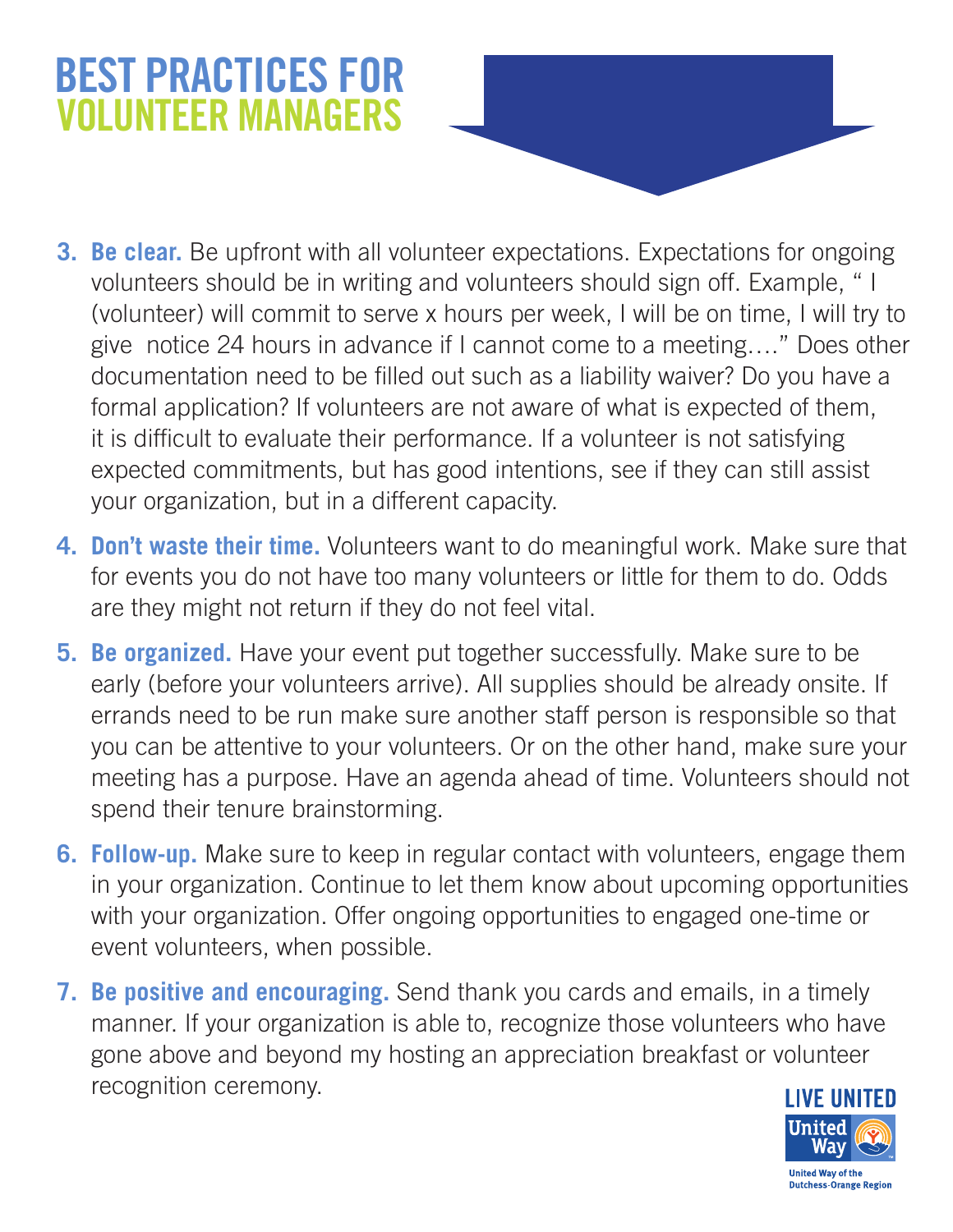# BEST PRACTICES FOR VOLUNTEER MANAGERS

3. **Be clear.** Be upfront with all volunteer expectations. Expectations for ongoing volunteers should be in writing and volunteers should sign off. Example, " I (volunteer) will commit to serve x hours per week, I will be on time, I will try to give notice 24 hours in advance if I cannot come to a meeting…." Does other documentation need to be filled out such as a liability waiver? Do you have a formal application? If volunteers are not aware of what is expected of them, it is difficult to evaluate their performance. If a volunteer is not satisfying expected commitments, but has good intentions, see if they can still assist your organization, but in a different capacity.

4. **Don't waste their time.** Volunteers want to do meaningful work. Make sure that for events you do not have too many volunteers or little for them to do. Odds are they might not return if they do not feel vital.

5. **Be organized.** Have your event put together successfully. Make sure to be early (before your volunteers arrive). All supplies should be already onsite. If errands need to be run make sure another staff person is responsible so that you can be attentive to your volunteers. Or on the other hand, make sure your meeting has a purpose. Have an agenda ahead of time. Volunteers should not spend their tenure brainstorming.

6. **Follow-up.** Make sure to keep in regular contact with volunteers, engage them in your organization. Continue to let them know about upcoming opportunities with your organization. Offer ongoing opportunities to engaged one-time or event volunteers, when possible.

7. **Be positive and encouraging.** Send thank you cards and emails, in a timely manner. If your organization is able to, recognize those volunteers who have gone above and beyond my hosting an appreciation breakfast or volunteer recognition ceremony.

LIVE UNITED

United Way

United Way of the Dutchess-Orange Region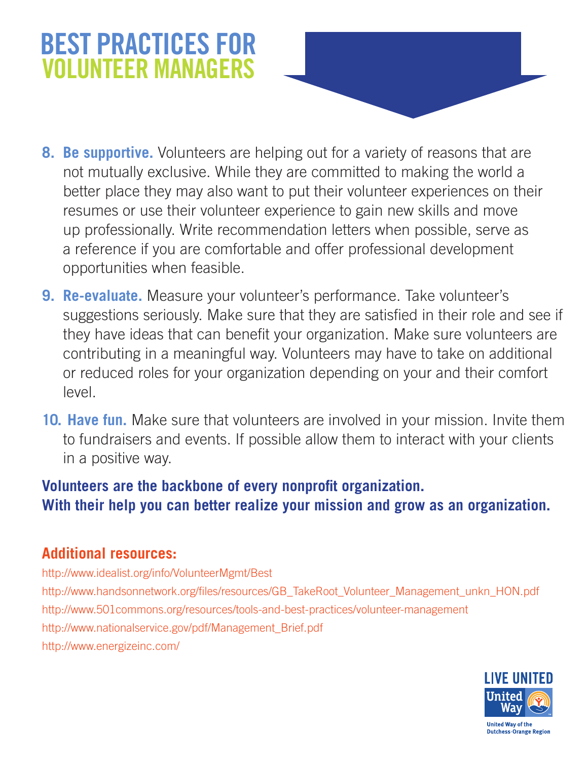# BEST PRACTICES FOR VOLUNTEER MANAGERS

8. **Be supportive.** Volunteers are helping out for a variety of reasons that are not mutually exclusive. While they are committed to making the world a better place they may also want to put their volunteer experiences on their resumes or use their volunteer experience to gain new skills and move up professionally. Write recommendation letters when possible, serve as a reference if you are comfortable and offer professional development opportunities when feasible.

9. **Re-evaluate.** Measure your volunteer's performance. Take volunteer's suggestions seriously. Make sure that they are satisfied in their role and see if they have ideas that can benefit your organization. Make sure volunteers are contributing in a meaningful way. Volunteers may have to take on additional or reduced roles for your organization depending on your and their comfort level.

10. **Have fun.** Make sure that volunteers are involved in your mission. Invite them to fundraisers and events. If possible allow them to interact with your clients in a positive way.

**Volunteers are the backbone of every nonprofit organization.**
**With their help you can better realize your mission and grow as an organization.**

**Additional resources:**

http://www.idealist.org/info/VolunteerMgmt/Best
http://www.handsonnetwork.org/files/resources/GB_TakeRoot_Volunteer_Management_unkn_HON.pdf
http://www.501commons.org/resources/tools-and-best-practices/volunteer-management
http://www.nationalservice.gov/pdf/Management_Brief.pdf
http://www.energizeinc.com/

LIVE UNITED
United Way
United Way of the Dutchess-Orange Region